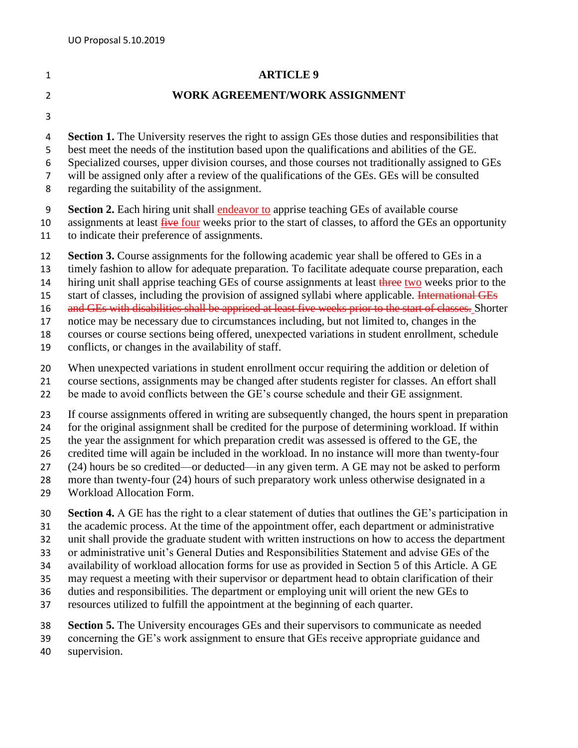UO Proposal 5.10.2019

# ARTICLE 9

## WORK AGREEMENT/WORK ASSIGNMENT

**Section 1.** The University reserves the right to assign GEs those duties and responsibilities that best meet the needs of the institution based upon the qualifications and abilities of the GE. Specialized courses, upper division courses, and those courses not traditionally assigned to GEs will be assigned only after a review of the qualifications of the GEs. GEs will be consulted regarding the suitability of the assignment.

**Section 2.** Each hiring unit shall <u>endeavor to</u> apprise teaching GEs of available course assignments at least ~~five~~ <u>four</u> weeks prior to the start of classes, to afford the GEs an opportunity to indicate their preference of assignments.

**Section 3.** Course assignments for the following academic year shall be offered to GEs in a timely fashion to allow for adequate preparation. To facilitate adequate course preparation, each hiring unit shall apprise teaching GEs of course assignments at least ~~three~~ <u>two</u> weeks prior to the start of classes, including the provision of assigned syllabi where applicable. ~~International GEs and GEs with disabilities shall be apprised at least five weeks prior to the start of classes.~~ Shorter notice may be necessary due to circumstances including, but not limited to, changes in the courses or course sections being offered, unexpected variations in student enrollment, schedule conflicts, or changes in the availability of staff.

When unexpected variations in student enrollment occur requiring the addition or deletion of course sections, assignments may be changed after students register for classes. An effort shall be made to avoid conflicts between the GE's course schedule and their GE assignment.

If course assignments offered in writing are subsequently changed, the hours spent in preparation for the original assignment shall be credited for the purpose of determining workload. If within the year the assignment for which preparation credit was assessed is offered to the GE, the credited time will again be included in the workload. In no instance will more than twenty-four (24) hours be so credited—or deducted—in any given term. A GE may not be asked to perform more than twenty-four (24) hours of such preparatory work unless otherwise designated in a Workload Allocation Form.

**Section 4.** A GE has the right to a clear statement of duties that outlines the GE's participation in the academic process. At the time of the appointment offer, each department or administrative unit shall provide the graduate student with written instructions on how to access the department or administrative unit's General Duties and Responsibilities Statement and advise GEs of the availability of workload allocation forms for use as provided in Section 5 of this Article. A GE may request a meeting with their supervisor or department head to obtain clarification of their duties and responsibilities. The department or employing unit will orient the new GEs to resources utilized to fulfill the appointment at the beginning of each quarter.

**Section 5.** The University encourages GEs and their supervisors to communicate as needed concerning the GE's work assignment to ensure that GEs receive appropriate guidance and supervision.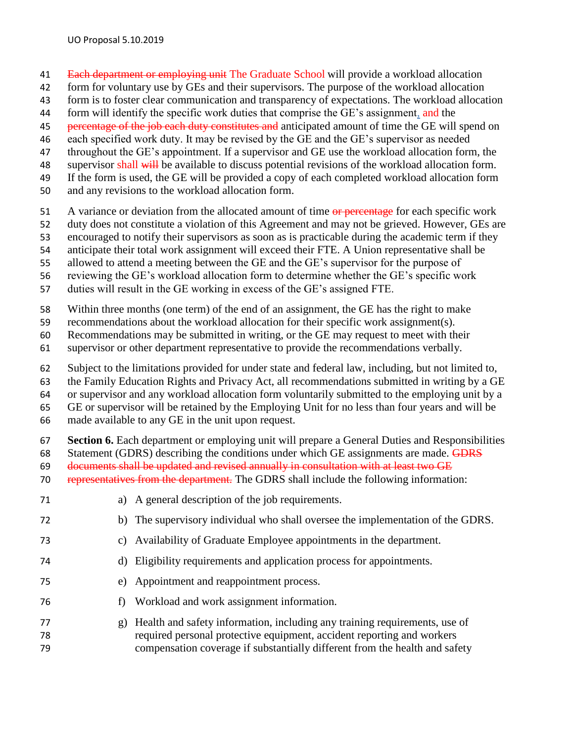~~Each department or employing unit~~ The Graduate School will provide a workload allocation form for voluntary use by GEs and their supervisors. The purpose of the workload allocation form is to foster clear communication and transparency of expectations. The workload allocation form will identify the specific work duties that comprise the GE's assignment, and the ~~percentage of the job each duty constitutes and~~ anticipated amount of time the GE will spend on each specified work duty. It may be revised by the GE and the GE's supervisor as needed throughout the GE's appointment. If a supervisor and GE use the workload allocation form, the supervisor shall ~~will~~ be available to discuss potential revisions of the workload allocation form. If the form is used, the GE will be provided a copy of each completed workload allocation form and any revisions to the workload allocation form.

A variance or deviation from the allocated amount of time ~~or percentage~~ for each specific work duty does not constitute a violation of this Agreement and may not be grieved. However, GEs are encouraged to notify their supervisors as soon as is practicable during the academic term if they anticipate their total work assignment will exceed their FTE. A Union representative shall be allowed to attend a meeting between the GE and the GE's supervisor for the purpose of reviewing the GE's workload allocation form to determine whether the GE's specific work duties will result in the GE working in excess of the GE's assigned FTE.

Within three months (one term) of the end of an assignment, the GE has the right to make recommendations about the workload allocation for their specific work assignment(s). Recommendations may be submitted in writing, or the GE may request to meet with their supervisor or other department representative to provide the recommendations verbally.

Subject to the limitations provided for under state and federal law, including, but not limited to, the Family Education Rights and Privacy Act, all recommendations submitted in writing by a GE or supervisor and any workload allocation form voluntarily submitted to the employing unit by a GE or supervisor will be retained by the Employing Unit for no less than four years and will be made available to any GE in the unit upon request.

**Section 6.** Each department or employing unit will prepare a General Duties and Responsibilities Statement (GDRS) describing the conditions under which GE assignments are made. ~~GDRS documents shall be updated and revised annually in consultation with at least two GE representatives from the department.~~ The GDRS shall include the following information:

a) A general description of the job requirements.

b) The supervisory individual who shall oversee the implementation of the GDRS.

c) Availability of Graduate Employee appointments in the department.

d) Eligibility requirements and application process for appointments.

e) Appointment and reappointment process.

f) Workload and work assignment information.

g) Health and safety information, including any training requirements, use of required personal protective equipment, accident reporting and workers compensation coverage if substantially different from the health and safety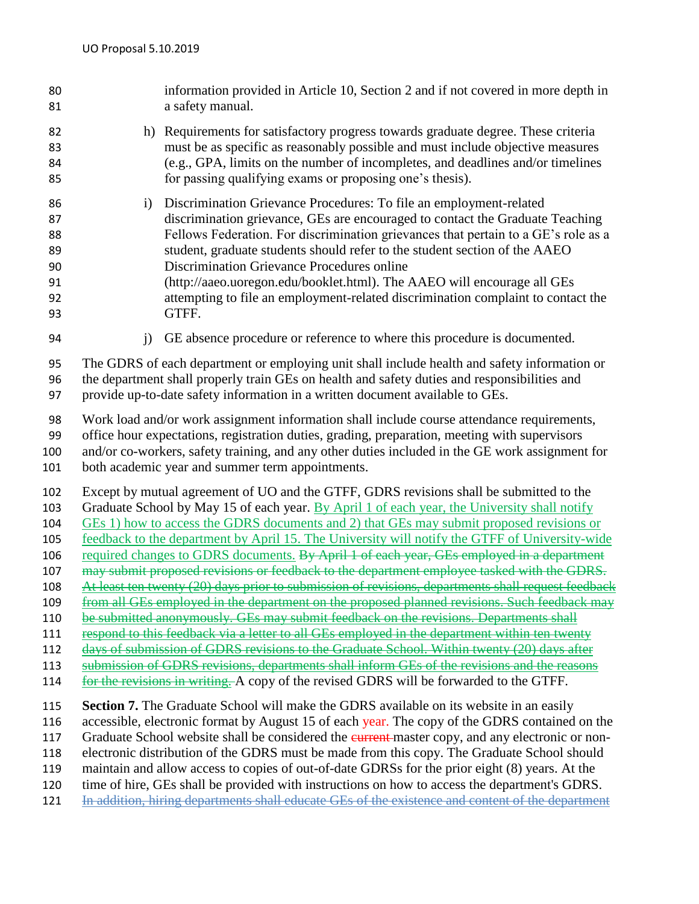information provided in Article 10, Section 2 and if not covered in more depth in a safety manual.

h) Requirements for satisfactory progress towards graduate degree. These criteria must be as specific as reasonably possible and must include objective measures (e.g., GPA, limits on the number of incompletes, and deadlines and/or timelines for passing qualifying exams or proposing one's thesis).

i) Discrimination Grievance Procedures: To file an employment-related discrimination grievance, GEs are encouraged to contact the Graduate Teaching Fellows Federation. For discrimination grievances that pertain to a GE's role as a student, graduate students should refer to the student section of the AAEO Discrimination Grievance Procedures online (http://aaeo.uoregon.edu/booklet.html). The AAEO will encourage all GEs attempting to file an employment-related discrimination complaint to contact the GTFF.

j) GE absence procedure or reference to where this procedure is documented.

The GDRS of each department or employing unit shall include health and safety information or the department shall properly train GEs on health and safety duties and responsibilities and provide up-to-date safety information in a written document available to GEs.

Work load and/or work assignment information shall include course attendance requirements, office hour expectations, registration duties, grading, preparation, meeting with supervisors and/or co-workers, safety training, and any other duties included in the GE work assignment for both academic year and summer term appointments.

Except by mutual agreement of UO and the GTFF, GDRS revisions shall be submitted to the Graduate School by May 15 of each year. By April 1 of each year, the University shall notify GEs 1) how to access the GDRS documents and 2) that GEs may submit proposed revisions or feedback to the department by April 15. The University will notify the GTFF of University-wide required changes to GDRS documents. ~~By April 1 of each year, GEs employed in a department may submit proposed revisions or feedback to the department employee tasked with the GDRS. At least ten twenty (20) days prior to submission of revisions, departments shall request feedback from all GEs employed in the department on the proposed planned revisions. Such feedback may be submitted anonymously. GEs may submit feedback on the revisions. Departments shall respond to this feedback via a letter to all GEs employed in the department within ten twenty days of submission of GDRS revisions to the Graduate School. Within twenty (20) days after submission of GDRS revisions, departments shall inform GEs of the revisions and the reasons for the revisions in writing.~~ A copy of the revised GDRS will be forwarded to the GTFF.

**Section 7.** The Graduate School will make the GDRS available on its website in an easily accessible, electronic format by August 15 of each year. The copy of the GDRS contained on the Graduate School website shall be considered the ~~current~~ master copy, and any electronic or non-electronic distribution of the GDRS must be made from this copy. The Graduate School should maintain and allow access to copies of out-of-date GDRSs for the prior eight (8) years. At the time of hire, GEs shall be provided with instructions on how to access the department's GDRS. ~~In addition, hiring departments shall educate GEs of the existence and content of the department~~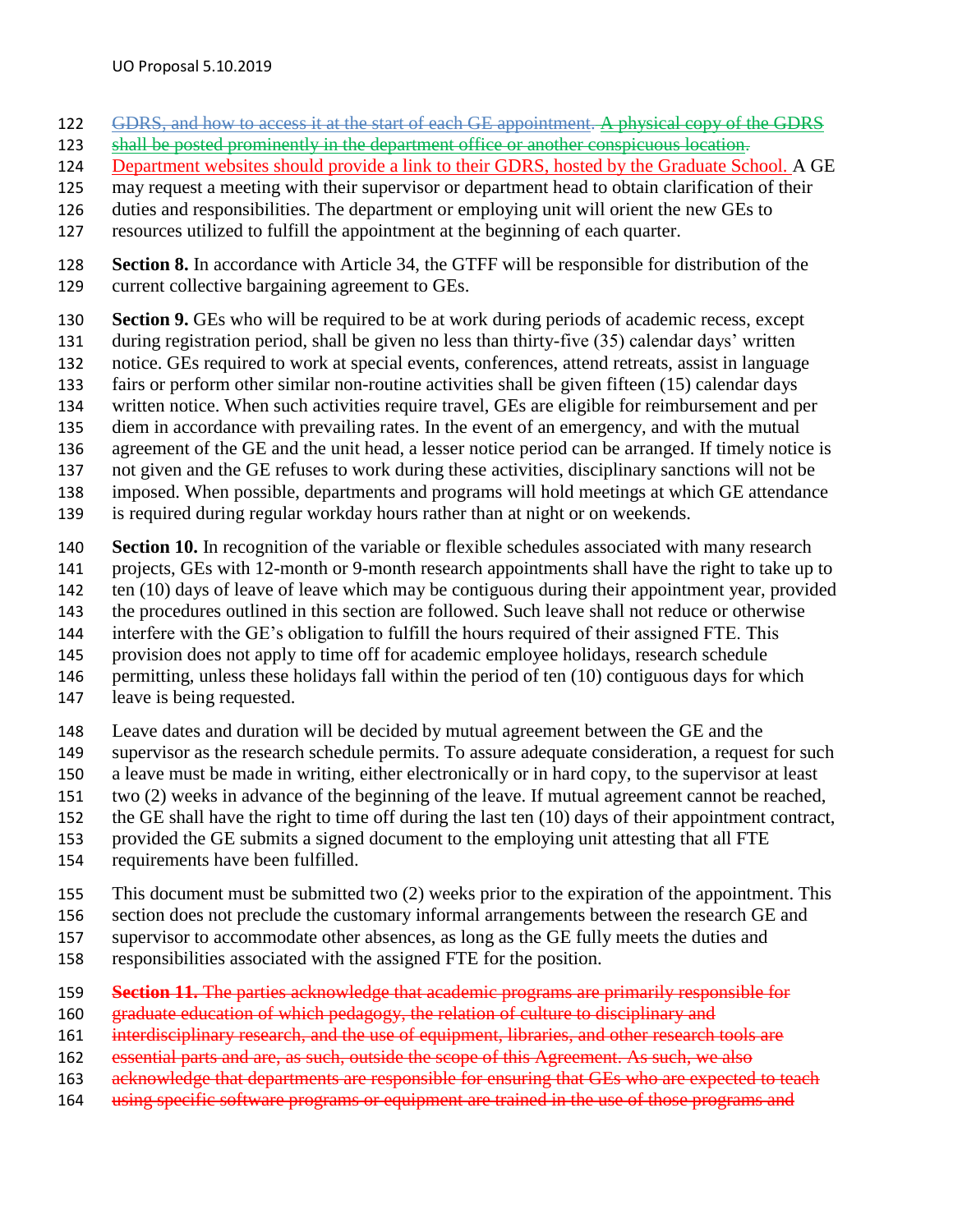~~GDRS, and how to access it at the start of each GE appointment.~~ ~~A physical copy of the GDRS shall be posted prominently in the department office or another conspicuous location.~~ Department websites should provide a link to their GDRS, hosted by the Graduate School. A GE may request a meeting with their supervisor or department head to obtain clarification of their duties and responsibilities. The department or employing unit will orient the new GEs to resources utilized to fulfill the appointment at the beginning of each quarter.

**Section 8.** In accordance with Article 34, the GTFF will be responsible for distribution of the current collective bargaining agreement to GEs.

**Section 9.** GEs who will be required to be at work during periods of academic recess, except during registration period, shall be given no less than thirty-five (35) calendar days' written notice. GEs required to work at special events, conferences, attend retreats, assist in language fairs or perform other similar non-routine activities shall be given fifteen (15) calendar days written notice. When such activities require travel, GEs are eligible for reimbursement and per diem in accordance with prevailing rates. In the event of an emergency, and with the mutual agreement of the GE and the unit head, a lesser notice period can be arranged. If timely notice is not given and the GE refuses to work during these activities, disciplinary sanctions will not be imposed. When possible, departments and programs will hold meetings at which GE attendance is required during regular workday hours rather than at night or on weekends.

**Section 10.** In recognition of the variable or flexible schedules associated with many research projects, GEs with 12-month or 9-month research appointments shall have the right to take up to ten (10) days of leave of leave which may be contiguous during their appointment year, provided the procedures outlined in this section are followed. Such leave shall not reduce or otherwise interfere with the GE's obligation to fulfill the hours required of their assigned FTE. This provision does not apply to time off for academic employee holidays, research schedule permitting, unless these holidays fall within the period of ten (10) contiguous days for which leave is being requested.

Leave dates and duration will be decided by mutual agreement between the GE and the supervisor as the research schedule permits. To assure adequate consideration, a request for such a leave must be made in writing, either electronically or in hard copy, to the supervisor at least two (2) weeks in advance of the beginning of the leave. If mutual agreement cannot be reached, the GE shall have the right to time off during the last ten (10) days of their appointment contract, provided the GE submits a signed document to the employing unit attesting that all FTE requirements have been fulfilled.

This document must be submitted two (2) weeks prior to the expiration of the appointment. This section does not preclude the customary informal arrangements between the research GE and supervisor to accommodate other absences, as long as the GE fully meets the duties and responsibilities associated with the assigned FTE for the position.

~~**Section 11.** The parties acknowledge that academic programs are primarily responsible for graduate education of which pedagogy, the relation of culture to disciplinary and interdisciplinary research, and the use of equipment, libraries, and other research tools are essential parts and are, as such, outside the scope of this Agreement. As such, we also acknowledge that departments are responsible for ensuring that GEs who are expected to teach using specific software programs or equipment are trained in the use of those programs and~~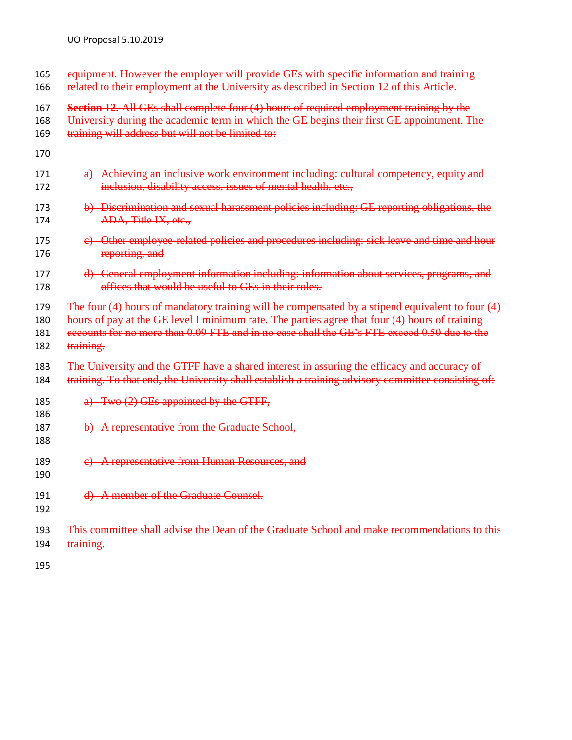~~equipment. However the employer will provide GEs with specific information and training related to their employment at the University as described in Section 12 of this Article.~~

~~**Section 12.** All GEs shall complete four (4) hours of required employment training by the University during the academic term in which the GE begins their first GE appointment. The training will address but will not be limited to:~~

~~a) Achieving an inclusive work environment including: cultural competency, equity and inclusion, disability access, issues of mental health, etc.,~~

~~b) Discrimination and sexual harassment policies including: GE reporting obligations, the ADA, Title IX, etc.,~~

~~c) Other employee-related policies and procedures including: sick leave and time and hour reporting, and~~

~~d) General employment information including: information about services, programs, and offices that would be useful to GEs in their roles.~~

~~The four (4) hours of mandatory training will be compensated by a stipend equivalent to four (4) hours of pay at the GE level I minimum rate. The parties agree that four (4) hours of training accounts for no more than 0.09 FTE and in no case shall the GE's FTE exceed 0.50 due to the training.~~

~~The University and the GTFF have a shared interest in assuring the efficacy and accuracy of training. To that end, the University shall establish a training advisory committee consisting of:~~

~~a) Two (2) GEs appointed by the GTFF,~~

~~b) A representative from the Graduate School,~~

~~c) A representative from Human Resources, and~~

~~d) A member of the Graduate Counsel.~~

~~This committee shall advise the Dean of the Graduate School and make recommendations to this training.~~